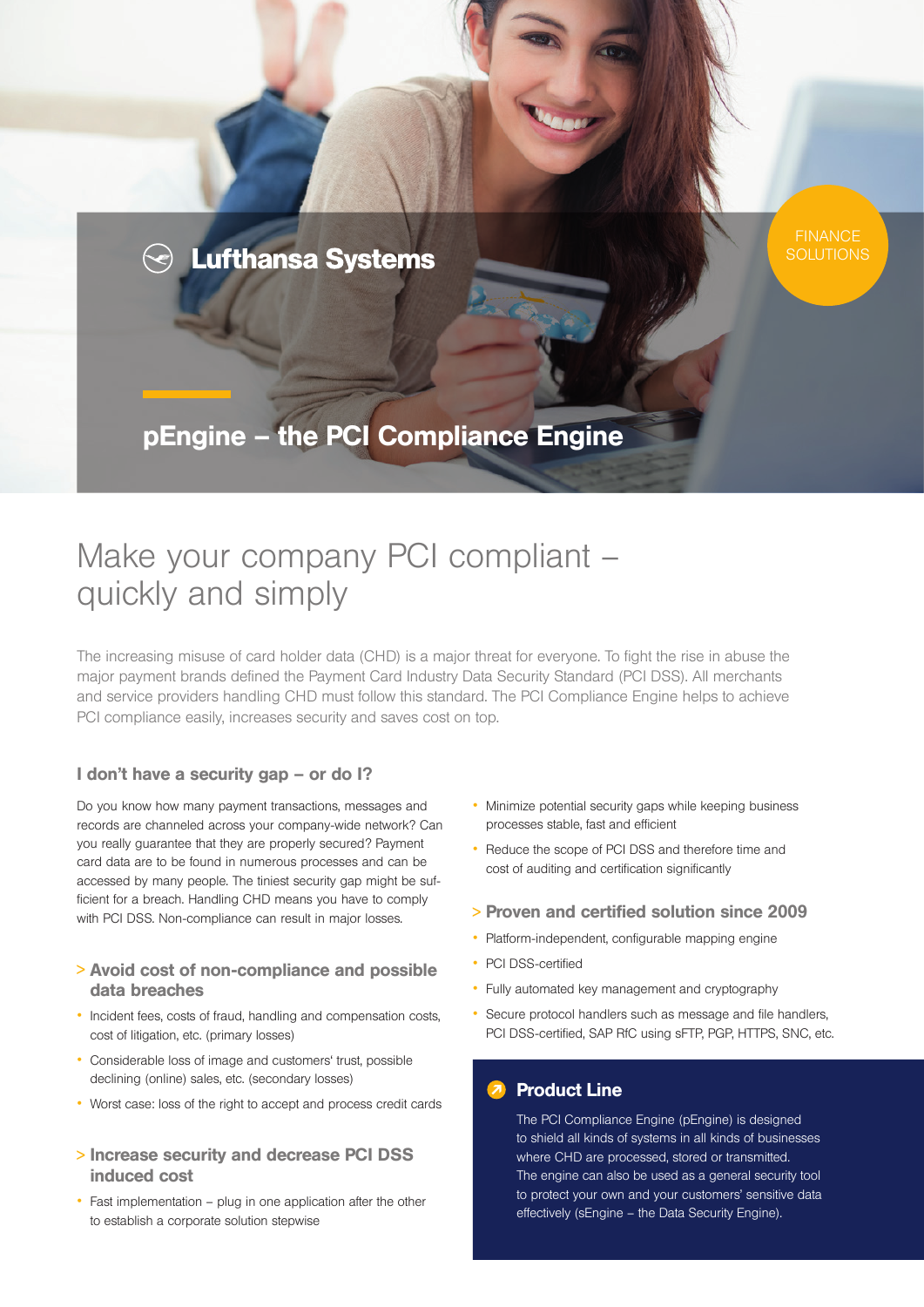Lufthansa Systems

FINANCE SOLUTIONS

# pEngine – the PCI Compliance Engine

## Make your company PCI compliant – quickly and simply

The increasing misuse of card holder data (CHD) is a major threat for everyone. To fight the rise in abuse the major payment brands defined the Payment Card Industry Data Security Standard (PCI DSS). All merchants and service providers handling CHD must follow this standard. The PCI Compliance Engine helps to achieve PCI compliance easily, increases security and saves cost on top.

### I don't have a security gap – or do I?

Do you know how many payment transactions, messages and records are channeled across your company-wide network? Can you really guarantee that they are properly secured? Payment card data are to be found in numerous processes and can be accessed by many people. The tiniest security gap might be sufficient for a breach. Handling CHD means you have to comply with PCI DSS. Non-compliance can result in major losses.

### > Avoid cost of non-compliance and possible data breaches

- Incident fees, costs of fraud, handling and compensation costs, cost of litigation, etc. (primary losses)
- Considerable loss of image and customers' trust, possible declining (online) sales, etc. (secondary losses)
- Worst case: loss of the right to accept and process credit cards

### > Increase security and decrease PCI DSS induced cost

- Fast implementation – plug in one application after the other to establish a corporate solution stepwise
- Minimize potential security gaps while keeping business processes stable, fast and efficient
- Reduce the scope of PCI DSS and therefore time and cost of auditing and certification significantly

### > Proven and certified solution since 2009

- Platform-independent, configurable mapping engine
- PCI DSS-certified
- Fully automated key management and cryptography
- Secure protocol handlers such as message and file handlers, PCI DSS-certified, SAP RfC using sFTP, PGP, HTTPS, SNC, etc.

### Product Line

The PCI Compliance Engine (pEngine) is designed to shield all kinds of systems in all kinds of businesses where CHD are processed, stored or transmitted. The engine can also be used as a general security tool to protect your own and your customers' sensitive data effectively (sEngine – the Data Security Engine).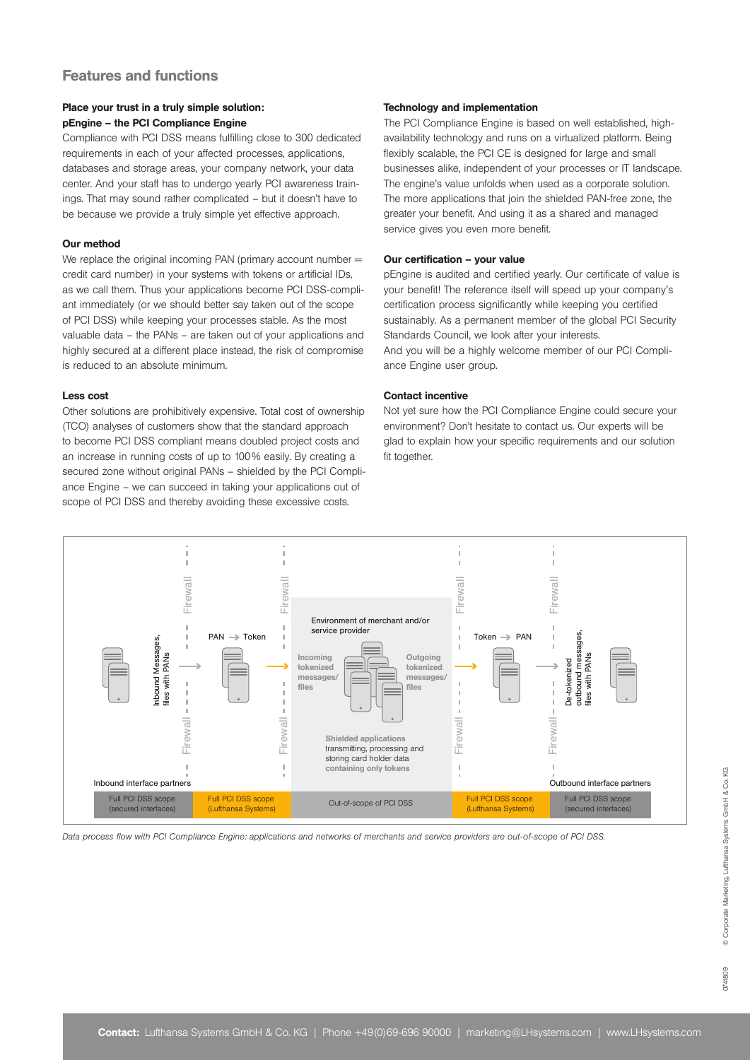## Features and functions

**Place your trust in a truly simple solution: pEngine – the PCI Compliance Engine**

Compliance with PCI DSS means fulfilling close to 300 dedicated requirements in each of your affected processes, applications, databases and storage areas, your company network, your data center. And your staff has to undergo yearly PCI awareness trainings. That may sound rather complicated – but it doesn't have to be because we provide a truly simple yet effective approach.

**Our method**

We replace the original incoming PAN (primary account number = credit card number) in your systems with tokens or artificial IDs, as we call them. Thus your applications become PCI DSS-compliant immediately (or we should better say taken out of the scope of PCI DSS) while keeping your processes stable. As the most valuable data – the PANs – are taken out of your applications and highly secured at a different place instead, the risk of compromise is reduced to an absolute minimum.

**Less cost**

Other solutions are prohibitively expensive. Total cost of ownership (TCO) analyses of customers show that the standard approach to become PCI DSS compliant means doubled project costs and an increase in running costs of up to 100% easily. By creating a secured zone without original PANs – shielded by the PCI Compliance Engine – we can succeed in taking your applications out of scope of PCI DSS and thereby avoiding these excessive costs.

**Technology and implementation**

The PCI Compliance Engine is based on well established, high-availability technology and runs on a virtualized platform. Being flexibly scalable, the PCI CE is designed for large and small businesses alike, independent of your processes or IT landscape. The engine's value unfolds when used as a corporate solution. The more applications that join the shielded PAN-free zone, the greater your benefit. And using it as a shared and managed service gives you even more benefit.

**Our certification – your value**

pEngine is audited and certified yearly. Our certificate of value is your benefit! The reference itself will speed up your company's certification process significantly while keeping you certified sustainably. As a permanent member of the global PCI Security Standards Council, we look after your interests.
And you will be a highly welcome member of our PCI Compliance Engine user group.

**Contact incentive**

Not yet sure how the PCI Compliance Engine could secure your environment? Don't hesitate to contact us. Our experts will be glad to explain how your specific requirements and our solution fit together.

Firewall
Inbound Messages, files with PANs
PAN → Token
Environment of merchant and/or service provider
Incoming tokenized messages/ files
Outgoing tokenized messages/ files
Shielded applications transmitting, processing and storing card holder data containing only tokens
Token → PAN
De-tokenized outbound messages, files with PANs
Inbound interface partners
Outbound interface partners
Full PCI DSS scope (secured interfaces)
Full PCI DSS scope (Lufthansa Systems)
Out-of-scope of PCI DSS
Full PCI DSS scope (Lufthansa Systems)
Full PCI DSS scope (secured interfaces)

*Data process flow with PCI Compliance Engine: applications and networks of merchants and service providers are out-of-scope of PCI DSS.*

**Contact:** Lufthansa Systems GmbH & Co. KG | Phone +49(0)69-696 90000 | marketing@LHsystems.com | www.LHsystems.com